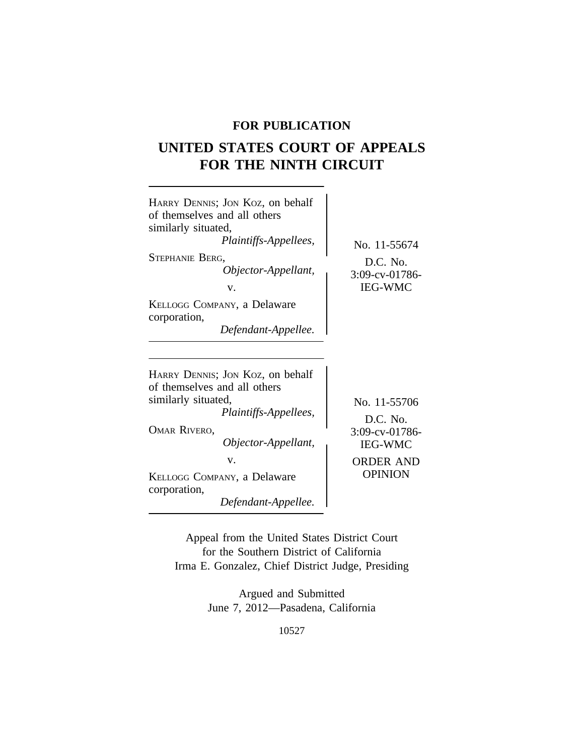**FOR PUBLICATION**

# UNITED STATES COURT OF APPEALS FOR THE NINTH CIRCUIT

HARRY DENNIS; JON KOZ, on behalf of themselves and all others similarly situated,
*Plaintiffs-Appellees,*

STEPHANIE BERG,
*Objector-Appellant,*

v.

KELLOGG COMPANY, a Delaware corporation,
*Defendant-Appellee.*

No. 11-55674

D.C. No. 3:09-cv-01786-IEG-WMC

---

HARRY DENNIS; JON KOZ, on behalf of themselves and all others similarly situated,
*Plaintiffs-Appellees,*

OMAR RIVERO,
*Objector-Appellant,*

v.

KELLOGG COMPANY, a Delaware corporation,
*Defendant-Appellee.*

No. 11-55706

D.C. No. 3:09-cv-01786-IEG-WMC

ORDER AND OPINION

---

Appeal from the United States District Court
for the Southern District of California
Irma E. Gonzalez, Chief District Judge, Presiding

Argued and Submitted
June 7, 2012—Pasadena, California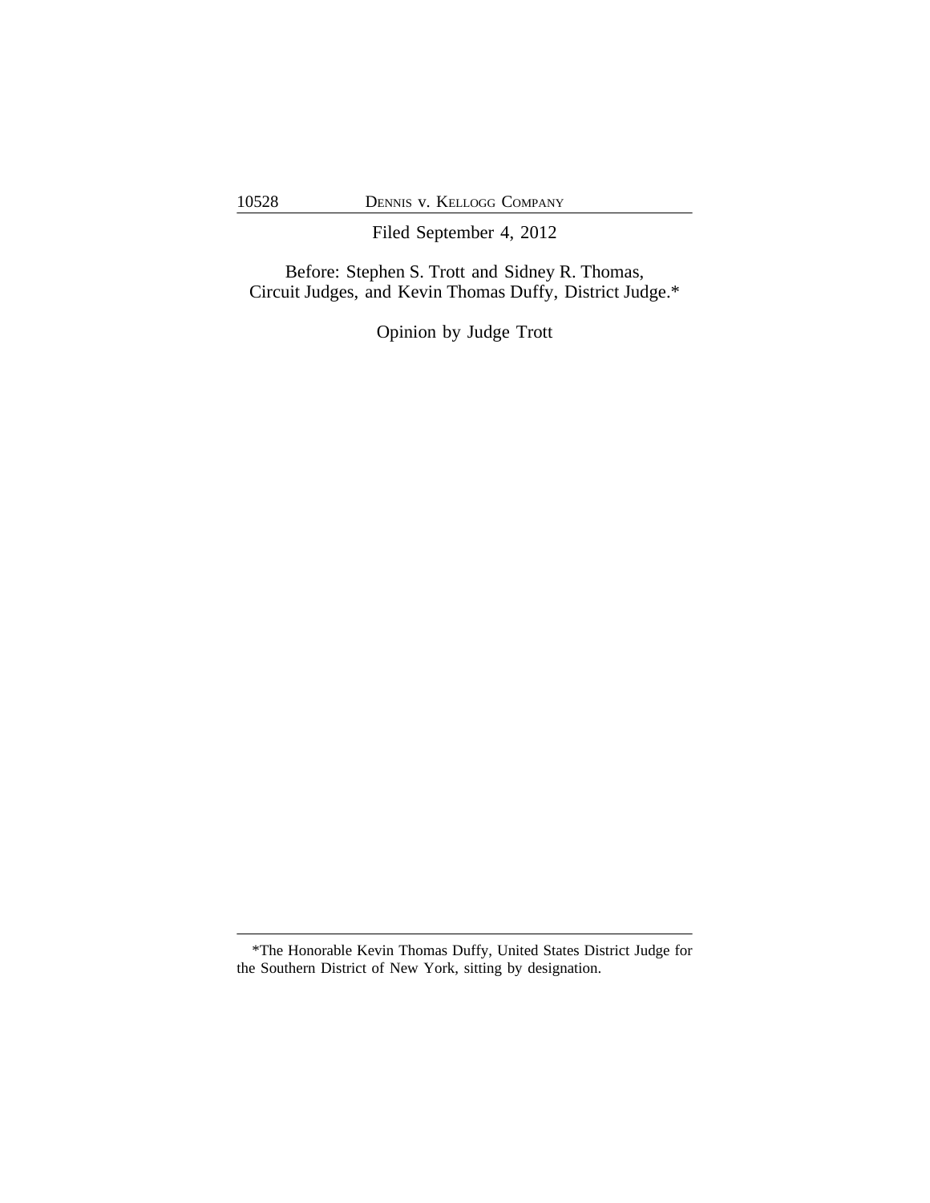Filed September 4, 2012

Before: Stephen S. Trott and Sidney R. Thomas, Circuit Judges, and Kevin Thomas Duffy, District Judge.*

Opinion by Judge Trott

*The Honorable Kevin Thomas Duffy, United States District Judge for the Southern District of New York, sitting by designation.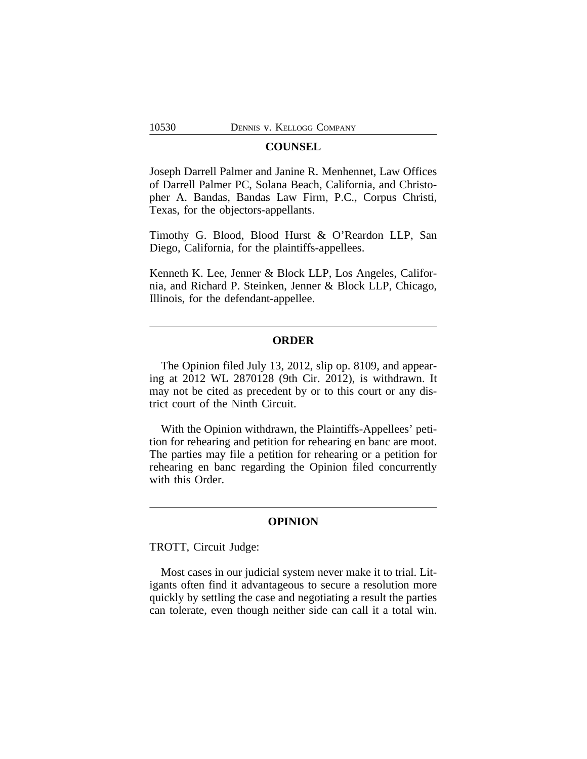## COUNSEL

Joseph Darrell Palmer and Janine R. Menhennet, Law Offices of Darrell Palmer PC, Solana Beach, California, and Christopher A. Bandas, Bandas Law Firm, P.C., Corpus Christi, Texas, for the objectors-appellants.

Timothy G. Blood, Blood Hurst & O'Reardon LLP, San Diego, California, for the plaintiffs-appellees.

Kenneth K. Lee, Jenner & Block LLP, Los Angeles, California, and Richard P. Steinken, Jenner & Block LLP, Chicago, Illinois, for the defendant-appellee.

---

## ORDER

The Opinion filed July 13, 2012, slip op. 8109, and appearing at 2012 WL 2870128 (9th Cir. 2012), is withdrawn. It may not be cited as precedent by or to this court or any district court of the Ninth Circuit.

With the Opinion withdrawn, the Plaintiffs-Appellees' petition for rehearing and petition for rehearing en banc are moot. The parties may file a petition for rehearing or a petition for rehearing en banc regarding the Opinion filed concurrently with this Order.

---

## OPINION

TROTT, Circuit Judge:

Most cases in our judicial system never make it to trial. Litigants often find it advantageous to secure a resolution more quickly by settling the case and negotiating a result the parties can tolerate, even though neither side can call it a total win.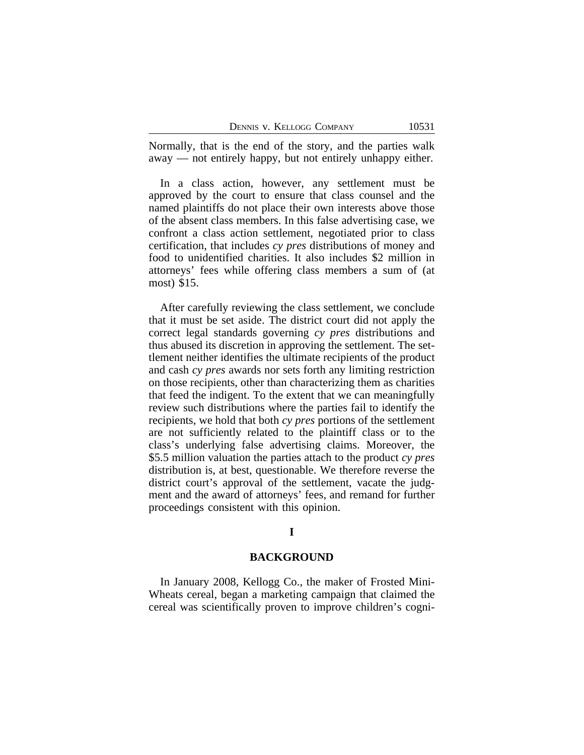Normally, that is the end of the story, and the parties walk away — not entirely happy, but not entirely unhappy either.

In a class action, however, any settlement must be approved by the court to ensure that class counsel and the named plaintiffs do not place their own interests above those of the absent class members. In this false advertising case, we confront a class action settlement, negotiated prior to class certification, that includes *cy pres* distributions of money and food to unidentified charities. It also includes $2 million in attorneys' fees while offering class members a sum of (at most) $15.

After carefully reviewing the class settlement, we conclude that it must be set aside. The district court did not apply the correct legal standards governing *cy pres* distributions and thus abused its discretion in approving the settlement. The settlement neither identifies the ultimate recipients of the product and cash *cy pres* awards nor sets forth any limiting restriction on those recipients, other than characterizing them as charities that feed the indigent. To the extent that we can meaningfully review such distributions where the parties fail to identify the recipients, we hold that both *cy pres* portions of the settlement are not sufficiently related to the plaintiff class or to the class's underlying false advertising claims. Moreover, the $5.5 million valuation the parties attach to the product *cy pres* distribution is, at best, questionable. We therefore reverse the district court's approval of the settlement, vacate the judgment and the award of attorneys' fees, and remand for further proceedings consistent with this opinion.

## I

## BACKGROUND

In January 2008, Kellogg Co., the maker of Frosted Mini-Wheats cereal, began a marketing campaign that claimed the cereal was scientifically proven to improve children's cogni-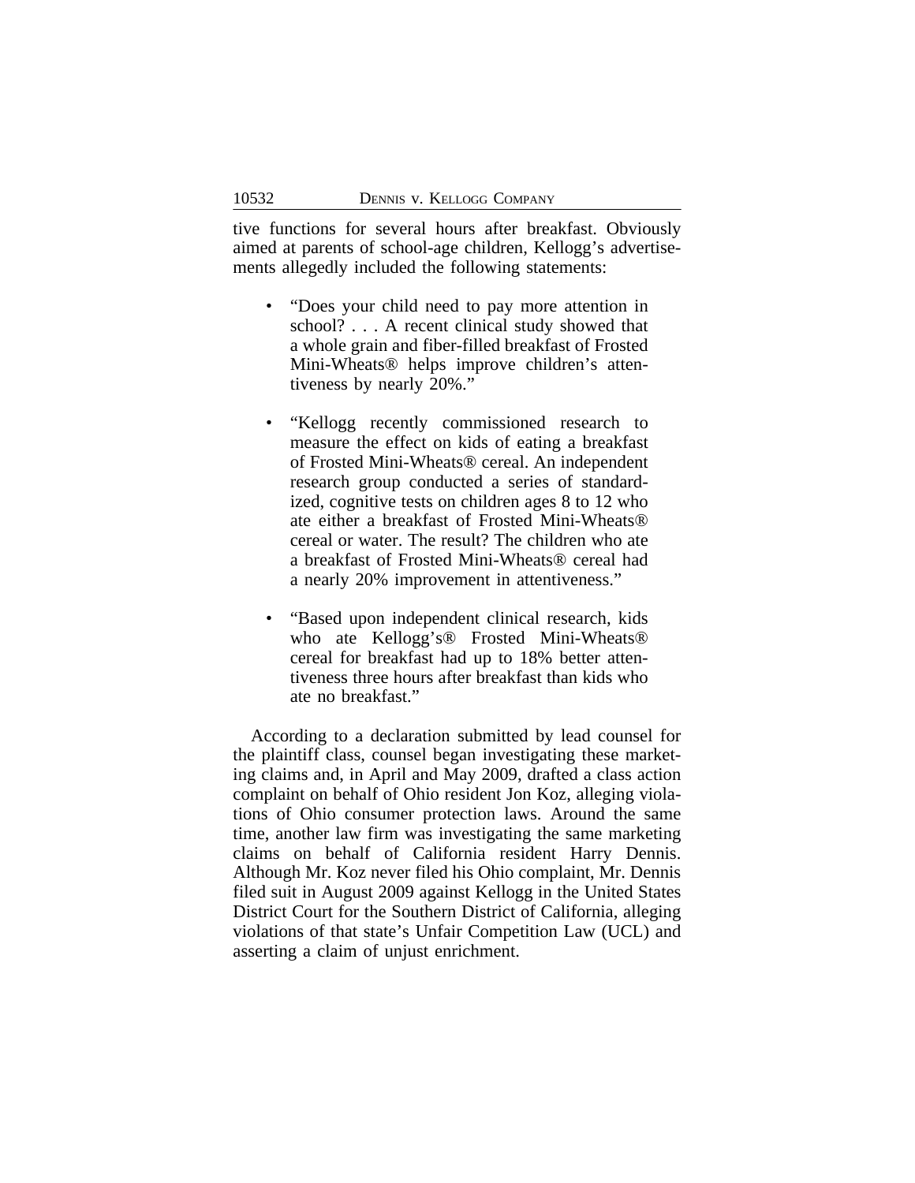tive functions for several hours after breakfast. Obviously aimed at parents of school-age children, Kellogg's advertisements allegedly included the following statements:

- "Does your child need to pay more attention in school? . . . A recent clinical study showed that a whole grain and fiber-filled breakfast of Frosted Mini-Wheats® helps improve children's attentiveness by nearly 20%."

- "Kellogg recently commissioned research to measure the effect on kids of eating a breakfast of Frosted Mini-Wheats® cereal. An independent research group conducted a series of standardized, cognitive tests on children ages 8 to 12 who ate either a breakfast of Frosted Mini-Wheats® cereal or water. The result? The children who ate a breakfast of Frosted Mini-Wheats® cereal had a nearly 20% improvement in attentiveness."

- "Based upon independent clinical research, kids who ate Kellogg's® Frosted Mini-Wheats® cereal for breakfast had up to 18% better attentiveness three hours after breakfast than kids who ate no breakfast."

According to a declaration submitted by lead counsel for the plaintiff class, counsel began investigating these marketing claims and, in April and May 2009, drafted a class action complaint on behalf of Ohio resident Jon Koz, alleging violations of Ohio consumer protection laws. Around the same time, another law firm was investigating the same marketing claims on behalf of California resident Harry Dennis. Although Mr. Koz never filed his Ohio complaint, Mr. Dennis filed suit in August 2009 against Kellogg in the United States District Court for the Southern District of California, alleging violations of that state's Unfair Competition Law (UCL) and asserting a claim of unjust enrichment.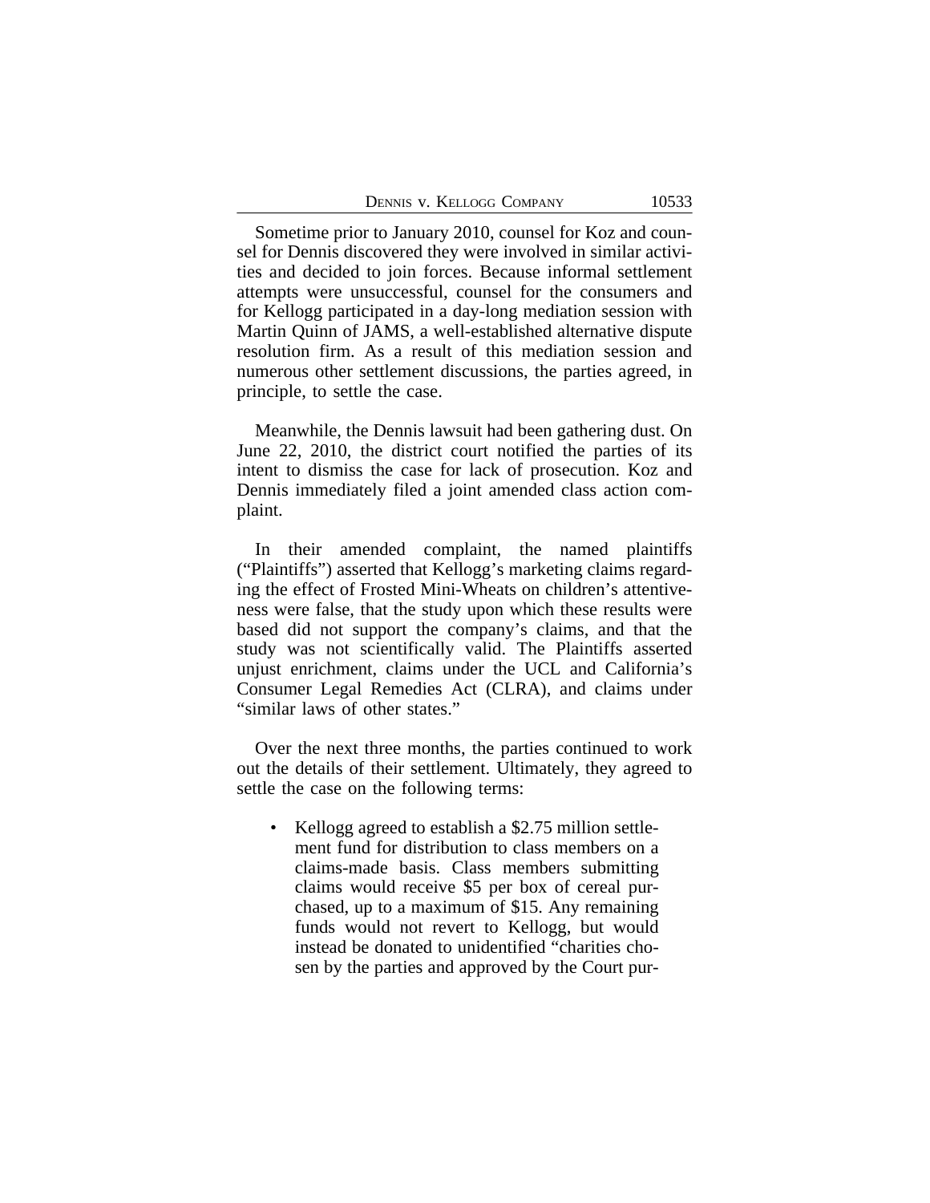Sometime prior to January 2010, counsel for Koz and counsel for Dennis discovered they were involved in similar activities and decided to join forces. Because informal settlement attempts were unsuccessful, counsel for the consumers and for Kellogg participated in a day-long mediation session with Martin Quinn of JAMS, a well-established alternative dispute resolution firm. As a result of this mediation session and numerous other settlement discussions, the parties agreed, in principle, to settle the case.

Meanwhile, the Dennis lawsuit had been gathering dust. On June 22, 2010, the district court notified the parties of its intent to dismiss the case for lack of prosecution. Koz and Dennis immediately filed a joint amended class action complaint.

In their amended complaint, the named plaintiffs ("Plaintiffs") asserted that Kellogg's marketing claims regarding the effect of Frosted Mini-Wheats on children's attentiveness were false, that the study upon which these results were based did not support the company's claims, and that the study was not scientifically valid. The Plaintiffs asserted unjust enrichment, claims under the UCL and California's Consumer Legal Remedies Act (CLRA), and claims under "similar laws of other states."

Over the next three months, the parties continued to work out the details of their settlement. Ultimately, they agreed to settle the case on the following terms:

- Kellogg agreed to establish a $2.75 million settlement fund for distribution to class members on a claims-made basis. Class members submitting claims would receive $5 per box of cereal purchased, up to a maximum of $15. Any remaining funds would not revert to Kellogg, but would instead be donated to unidentified "charities chosen by the parties and approved by the Court pur-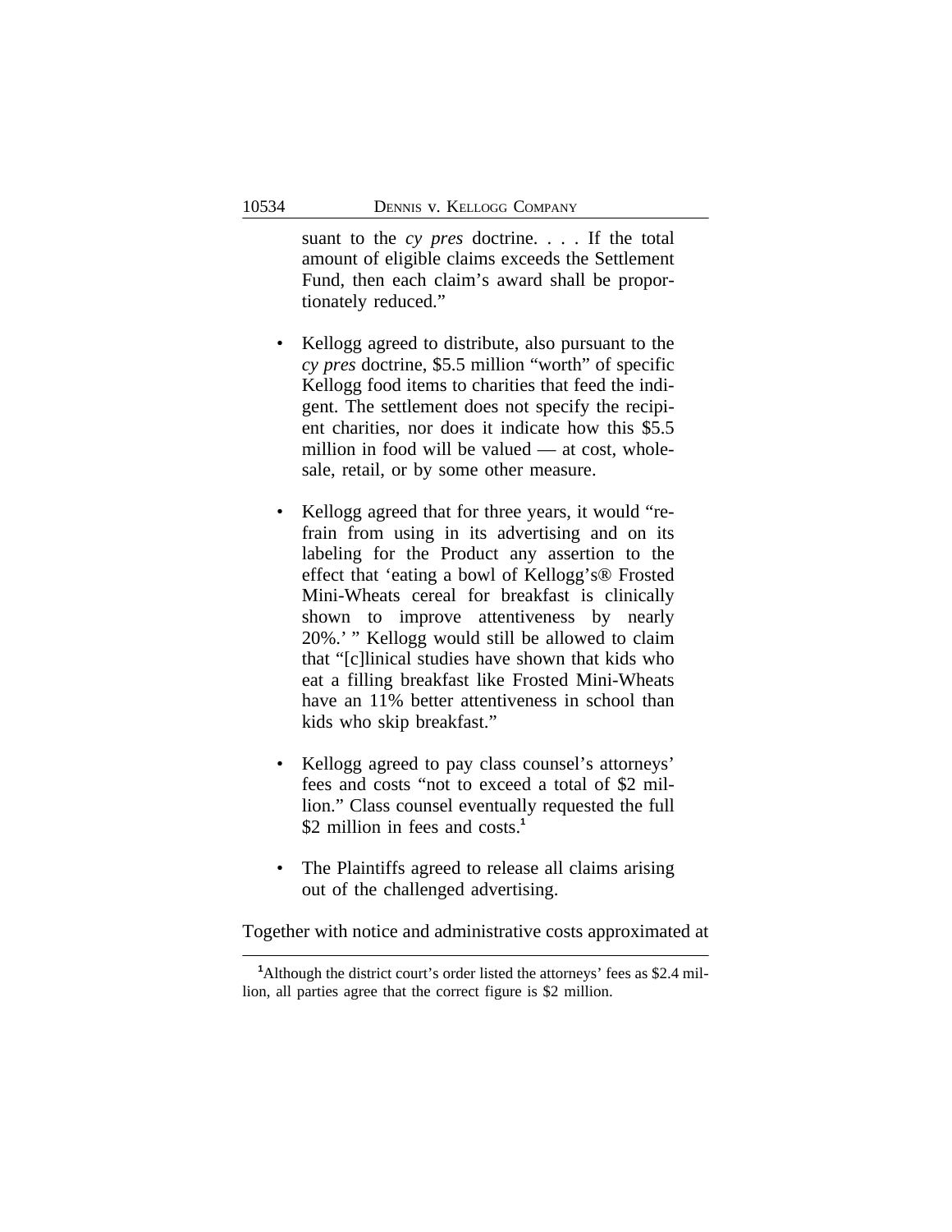suant to the *cy pres* doctrine. . . . If the total amount of eligible claims exceeds the Settlement Fund, then each claim's award shall be proportionately reduced."

- Kellogg agreed to distribute, also pursuant to the *cy pres* doctrine, $5.5 million "worth" of specific Kellogg food items to charities that feed the indigent. The settlement does not specify the recipient charities, nor does it indicate how this $5.5 million in food will be valued — at cost, wholesale, retail, or by some other measure.

- Kellogg agreed that for three years, it would "refrain from using in its advertising and on its labeling for the Product any assertion to the effect that 'eating a bowl of Kellogg's® Frosted Mini-Wheats cereal for breakfast is clinically shown to improve attentiveness by nearly 20%.' " Kellogg would still be allowed to claim that "[c]linical studies have shown that kids who eat a filling breakfast like Frosted Mini-Wheats have an 11% better attentiveness in school than kids who skip breakfast."

- Kellogg agreed to pay class counsel's attorneys' fees and costs "not to exceed a total of $2 million." Class counsel eventually requested the full $2 million in fees and costs.[1]

- The Plaintiffs agreed to release all claims arising out of the challenged advertising.

Together with notice and administrative costs approximated at

[1]Although the district court's order listed the attorneys' fees as $2.4 million, all parties agree that the correct figure is $2 million.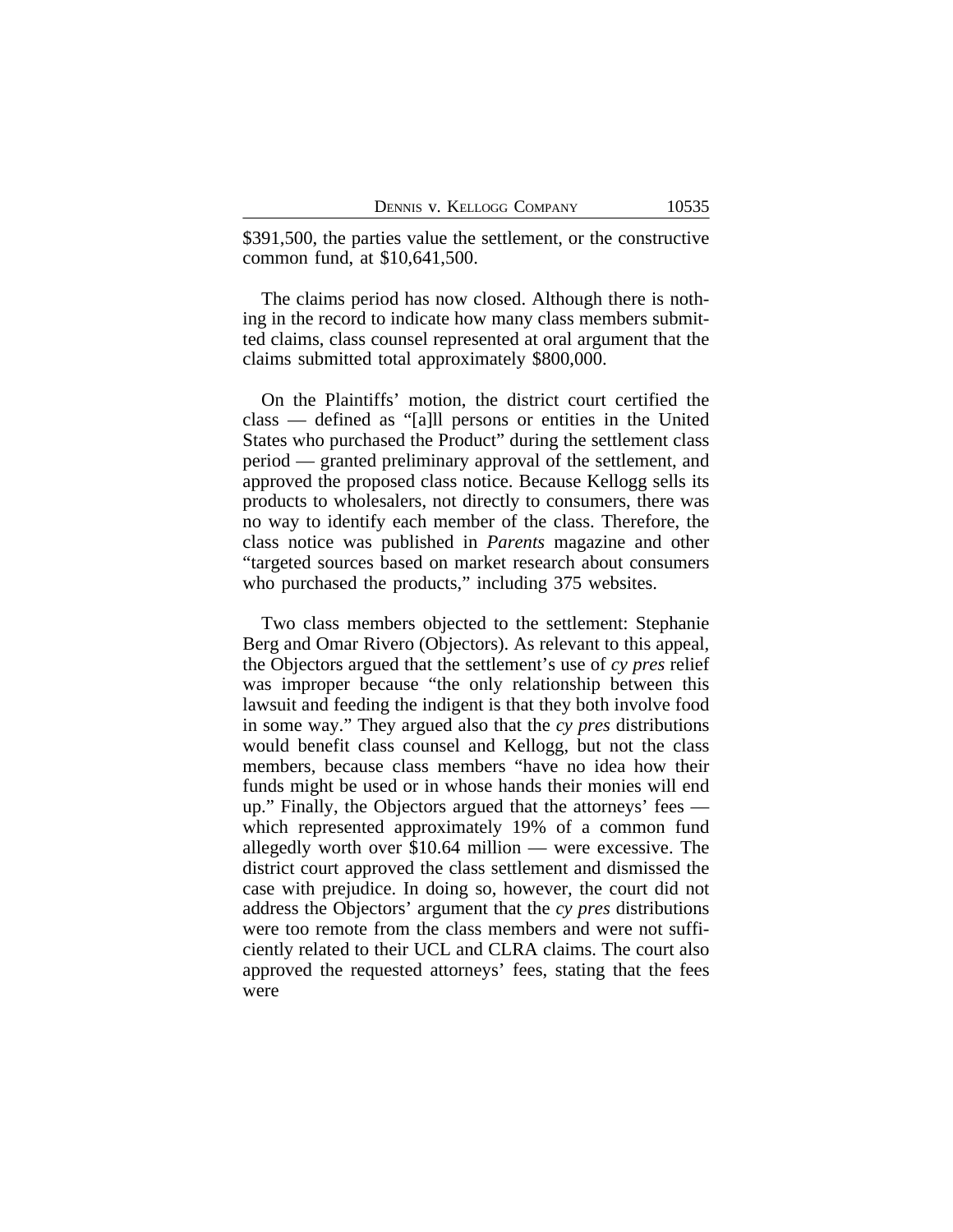$391,500, the parties value the settlement, or the constructive common fund, at $10,641,500.

The claims period has now closed. Although there is nothing in the record to indicate how many class members submitted claims, class counsel represented at oral argument that the claims submitted total approximately $800,000.

On the Plaintiffs' motion, the district court certified the class — defined as "[a]ll persons or entities in the United States who purchased the Product" during the settlement class period — granted preliminary approval of the settlement, and approved the proposed class notice. Because Kellogg sells its products to wholesalers, not directly to consumers, there was no way to identify each member of the class. Therefore, the class notice was published in *Parents* magazine and other "targeted sources based on market research about consumers who purchased the products," including 375 websites.

Two class members objected to the settlement: Stephanie Berg and Omar Rivero (Objectors). As relevant to this appeal, the Objectors argued that the settlement's use of *cy pres* relief was improper because "the only relationship between this lawsuit and feeding the indigent is that they both involve food in some way." They argued also that the *cy pres* distributions would benefit class counsel and Kellogg, but not the class members, because class members "have no idea how their funds might be used or in whose hands their monies will end up." Finally, the Objectors argued that the attorneys' fees — which represented approximately 19% of a common fund allegedly worth over $10.64 million — were excessive. The district court approved the class settlement and dismissed the case with prejudice. In doing so, however, the court did not address the Objectors' argument that the *cy pres* distributions were too remote from the class members and were not sufficiently related to their UCL and CLRA claims. The court also approved the requested attorneys' fees, stating that the fees were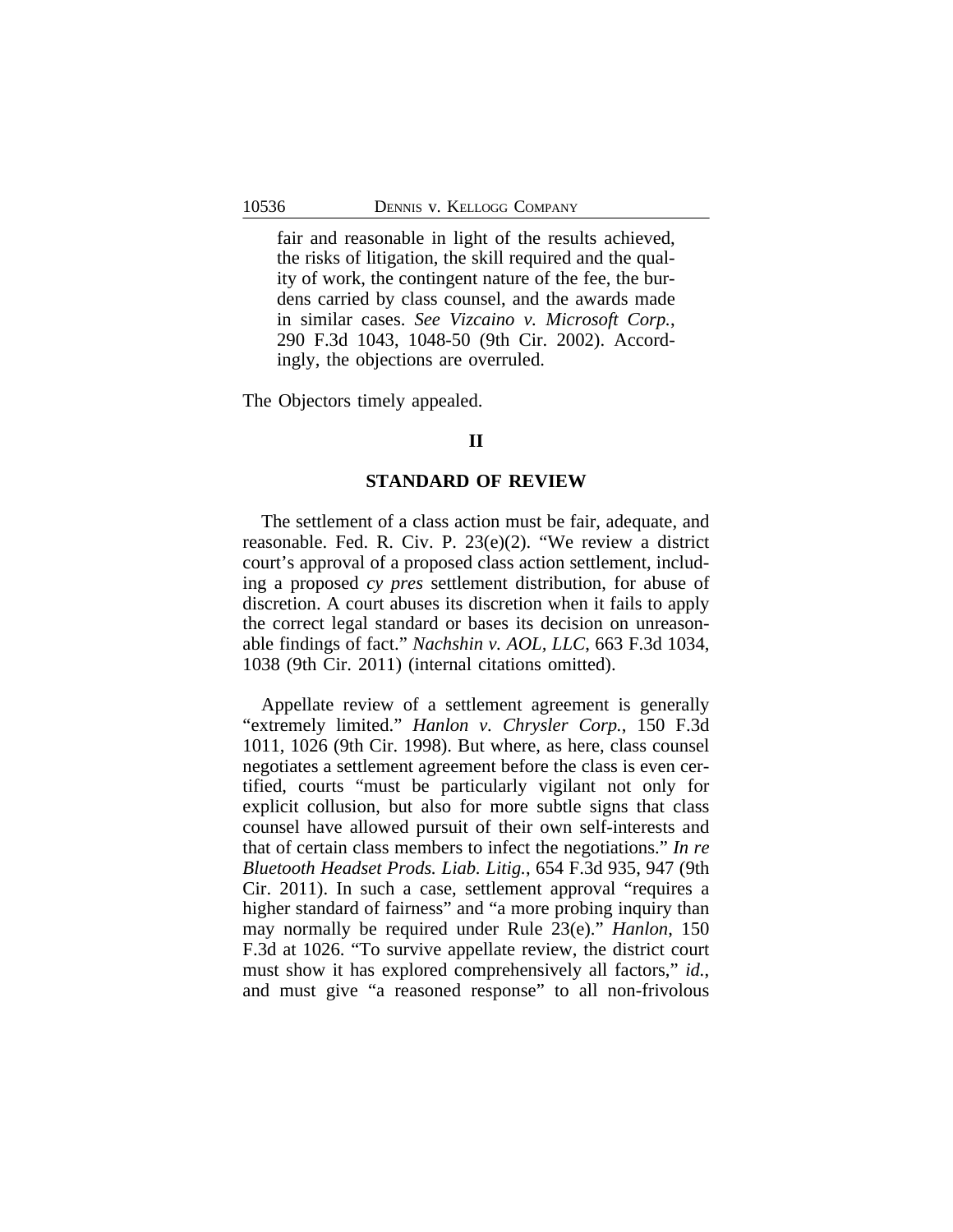> fair and reasonable in light of the results achieved, the risks of litigation, the skill required and the quality of work, the contingent nature of the fee, the burdens carried by class counsel, and the awards made in similar cases. *See Vizcaino v. Microsoft Corp.*, 290 F.3d 1043, 1048-50 (9th Cir. 2002). Accordingly, the objections are overruled.

The Objectors timely appealed.

## II

## STANDARD OF REVIEW

The settlement of a class action must be fair, adequate, and reasonable. Fed. R. Civ. P. 23(e)(2). "We review a district court's approval of a proposed class action settlement, including a proposed *cy pres* settlement distribution, for abuse of discretion. A court abuses its discretion when it fails to apply the correct legal standard or bases its decision on unreasonable findings of fact." *Nachshin v. AOL, LLC*, 663 F.3d 1034, 1038 (9th Cir. 2011) (internal citations omitted).

Appellate review of a settlement agreement is generally "extremely limited." *Hanlon v. Chrysler Corp.*, 150 F.3d 1011, 1026 (9th Cir. 1998). But where, as here, class counsel negotiates a settlement agreement before the class is even certified, courts "must be particularly vigilant not only for explicit collusion, but also for more subtle signs that class counsel have allowed pursuit of their own self-interests and that of certain class members to infect the negotiations." *In re Bluetooth Headset Prods. Liab. Litig.*, 654 F.3d 935, 947 (9th Cir. 2011). In such a case, settlement approval "requires a higher standard of fairness" and "a more probing inquiry than may normally be required under Rule 23(e)." *Hanlon*, 150 F.3d at 1026. "To survive appellate review, the district court must show it has explored comprehensively all factors," *id.*, and must give "a reasoned response" to all non-frivolous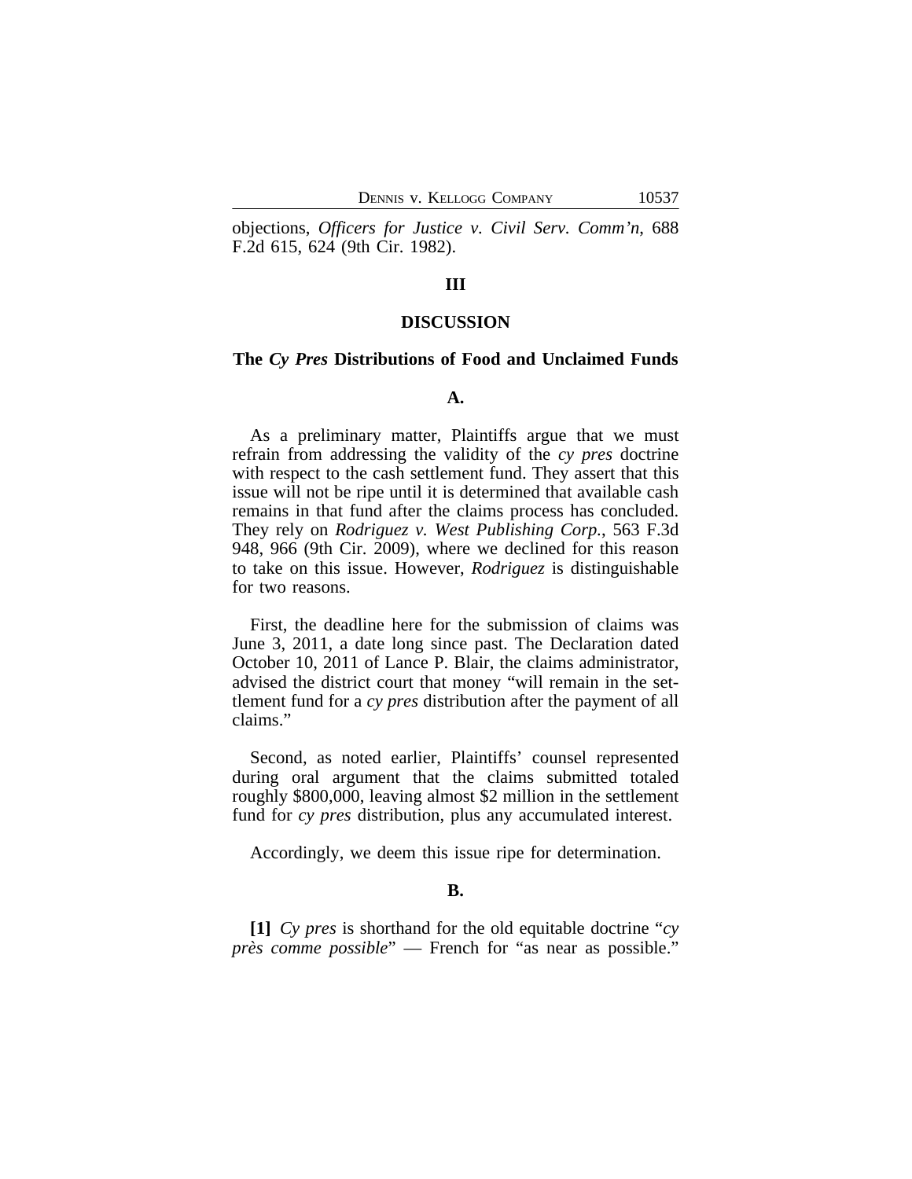objections, *Officers for Justice v. Civil Serv. Comm'n*, 688 F.2d 615, 624 (9th Cir. 1982).

### III

### DISCUSSION

### The *Cy Pres* Distributions of Food and Unclaimed Funds

#### A.

As a preliminary matter, Plaintiffs argue that we must refrain from addressing the validity of the *cy pres* doctrine with respect to the cash settlement fund. They assert that this issue will not be ripe until it is determined that available cash remains in that fund after the claims process has concluded. They rely on *Rodriguez v. West Publishing Corp.*, 563 F.3d 948, 966 (9th Cir. 2009), where we declined for this reason to take on this issue. However, *Rodriguez* is distinguishable for two reasons.

First, the deadline here for the submission of claims was June 3, 2011, a date long since past. The Declaration dated October 10, 2011 of Lance P. Blair, the claims administrator, advised the district court that money "will remain in the settlement fund for a *cy pres* distribution after the payment of all claims."

Second, as noted earlier, Plaintiffs' counsel represented during oral argument that the claims submitted totaled roughly $800,000, leaving almost $2 million in the settlement fund for *cy pres* distribution, plus any accumulated interest.

Accordingly, we deem this issue ripe for determination.

#### B.

**[1]** *Cy pres* is shorthand for the old equitable doctrine "*cy près comme possible*" — French for "as near as possible."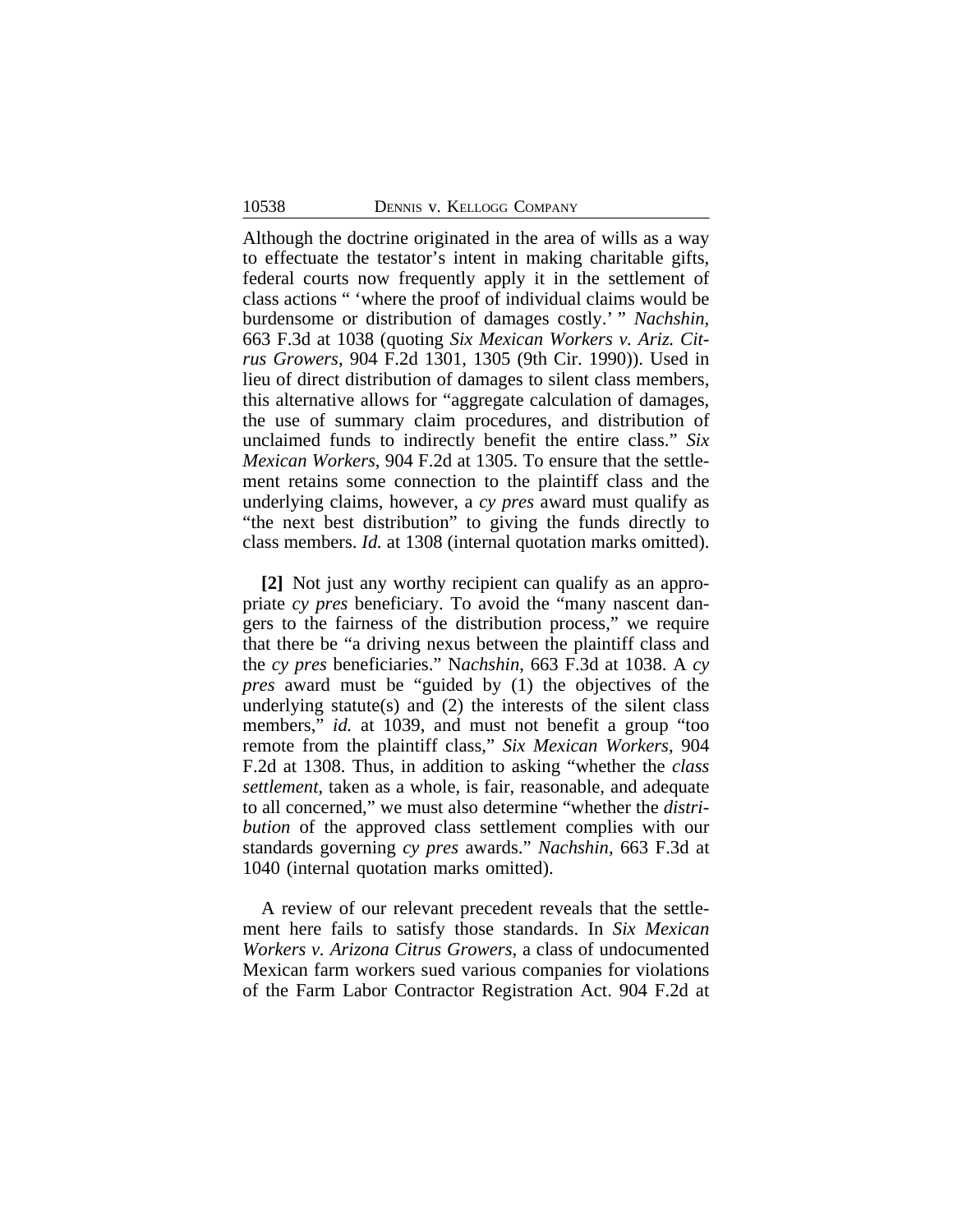Although the doctrine originated in the area of wills as a way to effectuate the testator's intent in making charitable gifts, federal courts now frequently apply it in the settlement of class actions " 'where the proof of individual claims would be burdensome or distribution of damages costly.' " *Nachshin*, 663 F.3d at 1038 (quoting *Six Mexican Workers v. Ariz. Citrus Growers*, 904 F.2d 1301, 1305 (9th Cir. 1990)). Used in lieu of direct distribution of damages to silent class members, this alternative allows for "aggregate calculation of damages, the use of summary claim procedures, and distribution of unclaimed funds to indirectly benefit the entire class." *Six Mexican Workers*, 904 F.2d at 1305. To ensure that the settlement retains some connection to the plaintiff class and the underlying claims, however, a *cy pres* award must qualify as "the next best distribution" to giving the funds directly to class members. *Id.* at 1308 (internal quotation marks omitted).

**[2]** Not just any worthy recipient can qualify as an appropriate *cy pres* beneficiary. To avoid the "many nascent dangers to the fairness of the distribution process," we require that there be "a driving nexus between the plaintiff class and the *cy pres* beneficiaries." N*achshin*, 663 F.3d at 1038. A *cy pres* award must be "guided by (1) the objectives of the underlying statute(s) and (2) the interests of the silent class members," *id.* at 1039, and must not benefit a group "too remote from the plaintiff class," *Six Mexican Workers*, 904 F.2d at 1308. Thus, in addition to asking "whether the *class settlement*, taken as a whole, is fair, reasonable, and adequate to all concerned," we must also determine "whether the *distribution* of the approved class settlement complies with our standards governing *cy pres* awards." *Nachshin*, 663 F.3d at 1040 (internal quotation marks omitted).

A review of our relevant precedent reveals that the settlement here fails to satisfy those standards. In *Six Mexican Workers v. Arizona Citrus Growers*, a class of undocumented Mexican farm workers sued various companies for violations of the Farm Labor Contractor Registration Act. 904 F.2d at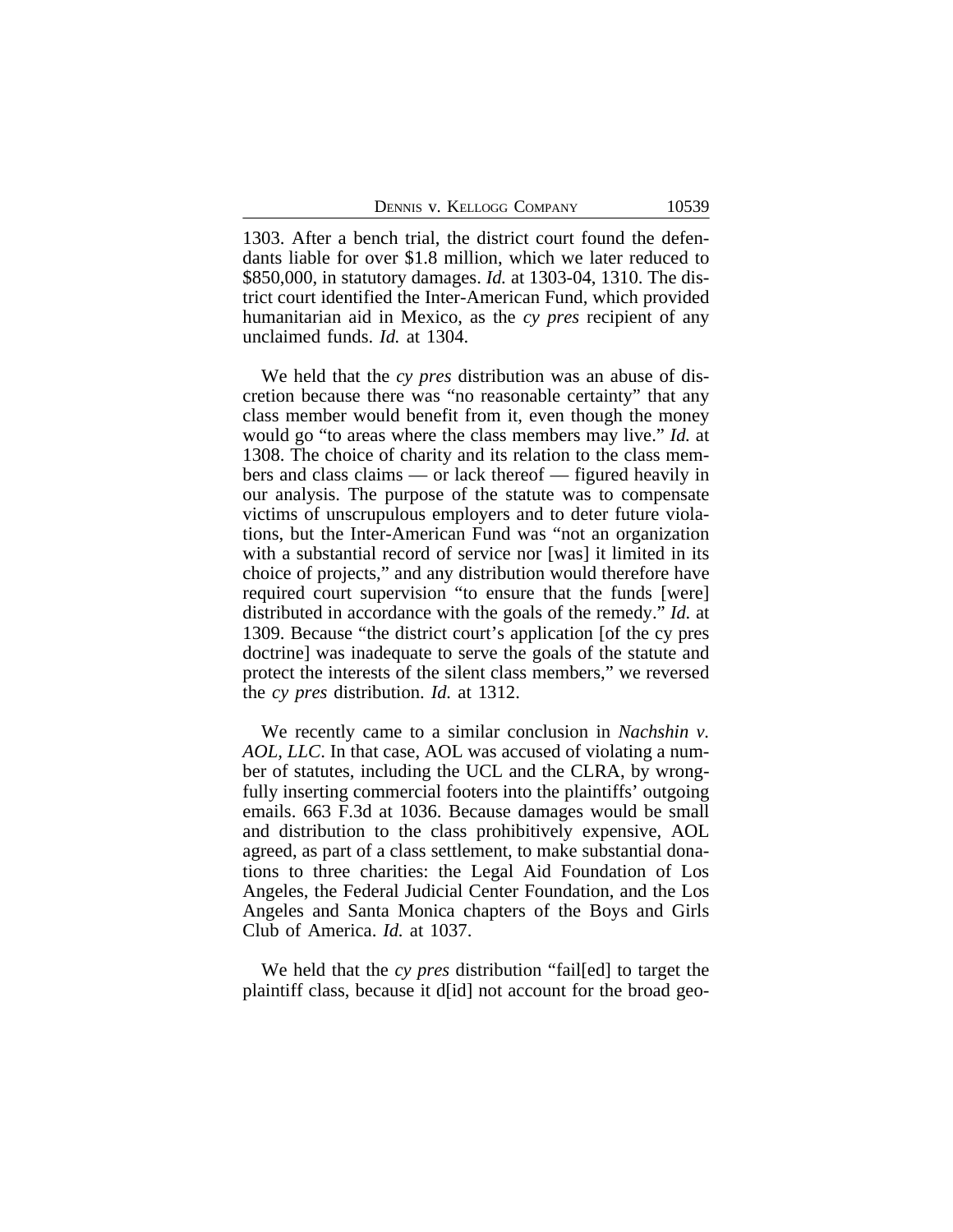1303. After a bench trial, the district court found the defendants liable for over $1.8 million, which we later reduced to $850,000, in statutory damages. *Id.* at 1303-04, 1310. The district court identified the Inter-American Fund, which provided humanitarian aid in Mexico, as the *cy pres* recipient of any unclaimed funds. *Id.* at 1304.

We held that the *cy pres* distribution was an abuse of discretion because there was "no reasonable certainty" that any class member would benefit from it, even though the money would go "to areas where the class members may live." *Id.* at 1308. The choice of charity and its relation to the class members and class claims — or lack thereof — figured heavily in our analysis. The purpose of the statute was to compensate victims of unscrupulous employers and to deter future violations, but the Inter-American Fund was "not an organization with a substantial record of service nor [was] it limited in its choice of projects," and any distribution would therefore have required court supervision "to ensure that the funds [were] distributed in accordance with the goals of the remedy." *Id.* at 1309. Because "the district court's application [of the cy pres doctrine] was inadequate to serve the goals of the statute and protect the interests of the silent class members," we reversed the *cy pres* distribution. *Id.* at 1312.

We recently came to a similar conclusion in *Nachshin v. AOL, LLC*. In that case, AOL was accused of violating a number of statutes, including the UCL and the CLRA, by wrongfully inserting commercial footers into the plaintiffs' outgoing emails. 663 F.3d at 1036. Because damages would be small and distribution to the class prohibitively expensive, AOL agreed, as part of a class settlement, to make substantial donations to three charities: the Legal Aid Foundation of Los Angeles, the Federal Judicial Center Foundation, and the Los Angeles and Santa Monica chapters of the Boys and Girls Club of America. *Id.* at 1037.

We held that the *cy pres* distribution "fail[ed] to target the plaintiff class, because it d[id] not account for the broad geo-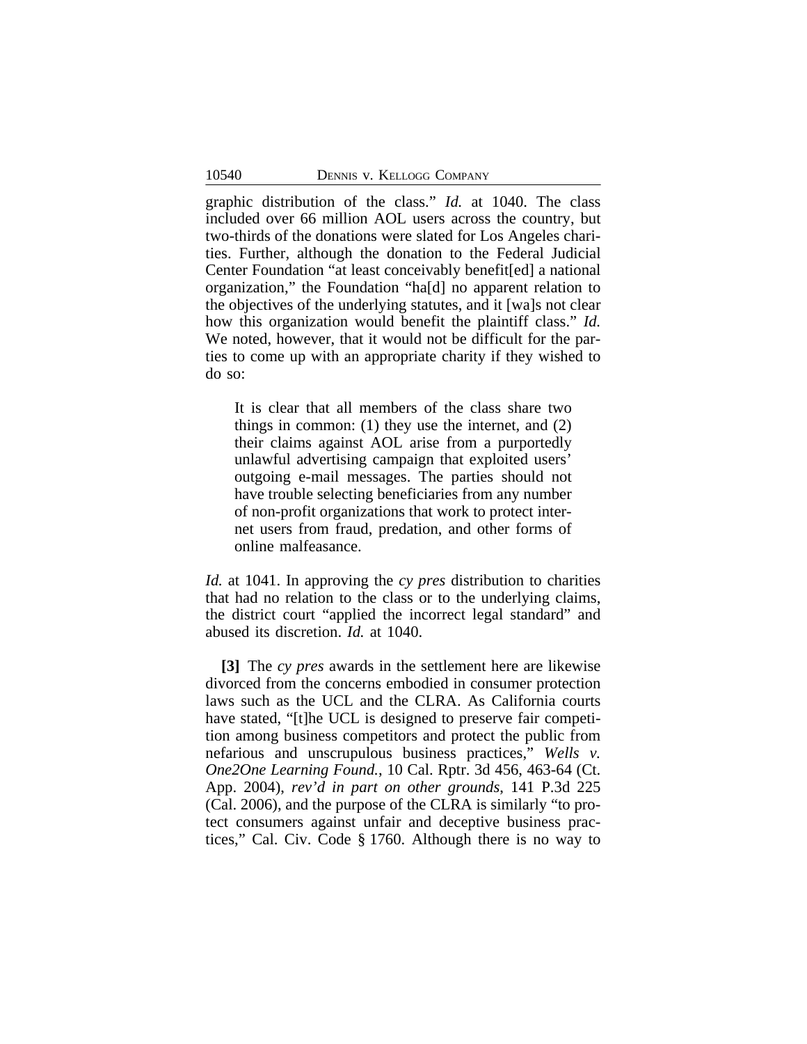graphic distribution of the class." *Id.* at 1040. The class included over 66 million AOL users across the country, but two-thirds of the donations were slated for Los Angeles charities. Further, although the donation to the Federal Judicial Center Foundation "at least conceivably benefit[ed] a national organization," the Foundation "ha[d] no apparent relation to the objectives of the underlying statutes, and it [wa]s not clear how this organization would benefit the plaintiff class." *Id.* We noted, however, that it would not be difficult for the parties to come up with an appropriate charity if they wished to do so:

> It is clear that all members of the class share two things in common: (1) they use the internet, and (2) their claims against AOL arise from a purportedly unlawful advertising campaign that exploited users' outgoing e-mail messages. The parties should not have trouble selecting beneficiaries from any number of non-profit organizations that work to protect internet users from fraud, predation, and other forms of online malfeasance.

*Id.* at 1041. In approving the *cy pres* distribution to charities that had no relation to the class or to the underlying claims, the district court "applied the incorrect legal standard" and abused its discretion. *Id.* at 1040.

**[3]** The *cy pres* awards in the settlement here are likewise divorced from the concerns embodied in consumer protection laws such as the UCL and the CLRA. As California courts have stated, "[t]he UCL is designed to preserve fair competition among business competitors and protect the public from nefarious and unscrupulous business practices," *Wells v. One2One Learning Found.*, 10 Cal. Rptr. 3d 456, 463-64 (Ct. App. 2004), *rev'd in part on other grounds*, 141 P.3d 225 (Cal. 2006), and the purpose of the CLRA is similarly "to protect consumers against unfair and deceptive business practices," Cal. Civ. Code § 1760. Although there is no way to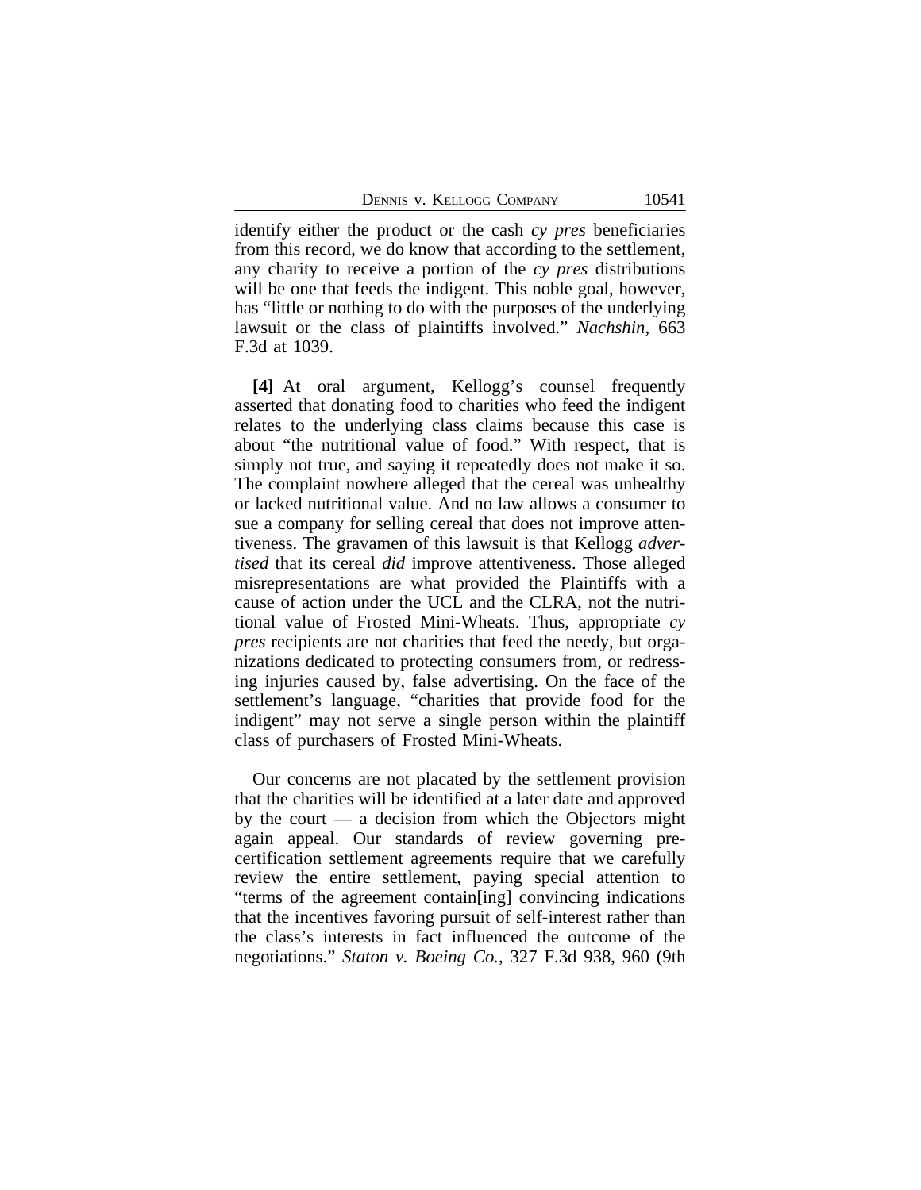identify either the product or the cash *cy pres* beneficiaries from this record, we do know that according to the settlement, any charity to receive a portion of the *cy pres* distributions will be one that feeds the indigent. This noble goal, however, has "little or nothing to do with the purposes of the underlying lawsuit or the class of plaintiffs involved." *Nachshin*, 663 F.3d at 1039.

**[4]** At oral argument, Kellogg's counsel frequently asserted that donating food to charities who feed the indigent relates to the underlying class claims because this case is about "the nutritional value of food." With respect, that is simply not true, and saying it repeatedly does not make it so. The complaint nowhere alleged that the cereal was unhealthy or lacked nutritional value. And no law allows a consumer to sue a company for selling cereal that does not improve attentiveness. The gravamen of this lawsuit is that Kellogg *advertised* that its cereal *did* improve attentiveness. Those alleged misrepresentations are what provided the Plaintiffs with a cause of action under the UCL and the CLRA, not the nutritional value of Frosted Mini-Wheats. Thus, appropriate *cy pres* recipients are not charities that feed the needy, but organizations dedicated to protecting consumers from, or redressing injuries caused by, false advertising. On the face of the settlement's language, "charities that provide food for the indigent" may not serve a single person within the plaintiff class of purchasers of Frosted Mini-Wheats.

Our concerns are not placated by the settlement provision that the charities will be identified at a later date and approved by the court — a decision from which the Objectors might again appeal. Our standards of review governing pre-certification settlement agreements require that we carefully review the entire settlement, paying special attention to "terms of the agreement contain[ing] convincing indications that the incentives favoring pursuit of self-interest rather than the class's interests in fact influenced the outcome of the negotiations." *Staton v. Boeing Co.*, 327 F.3d 938, 960 (9th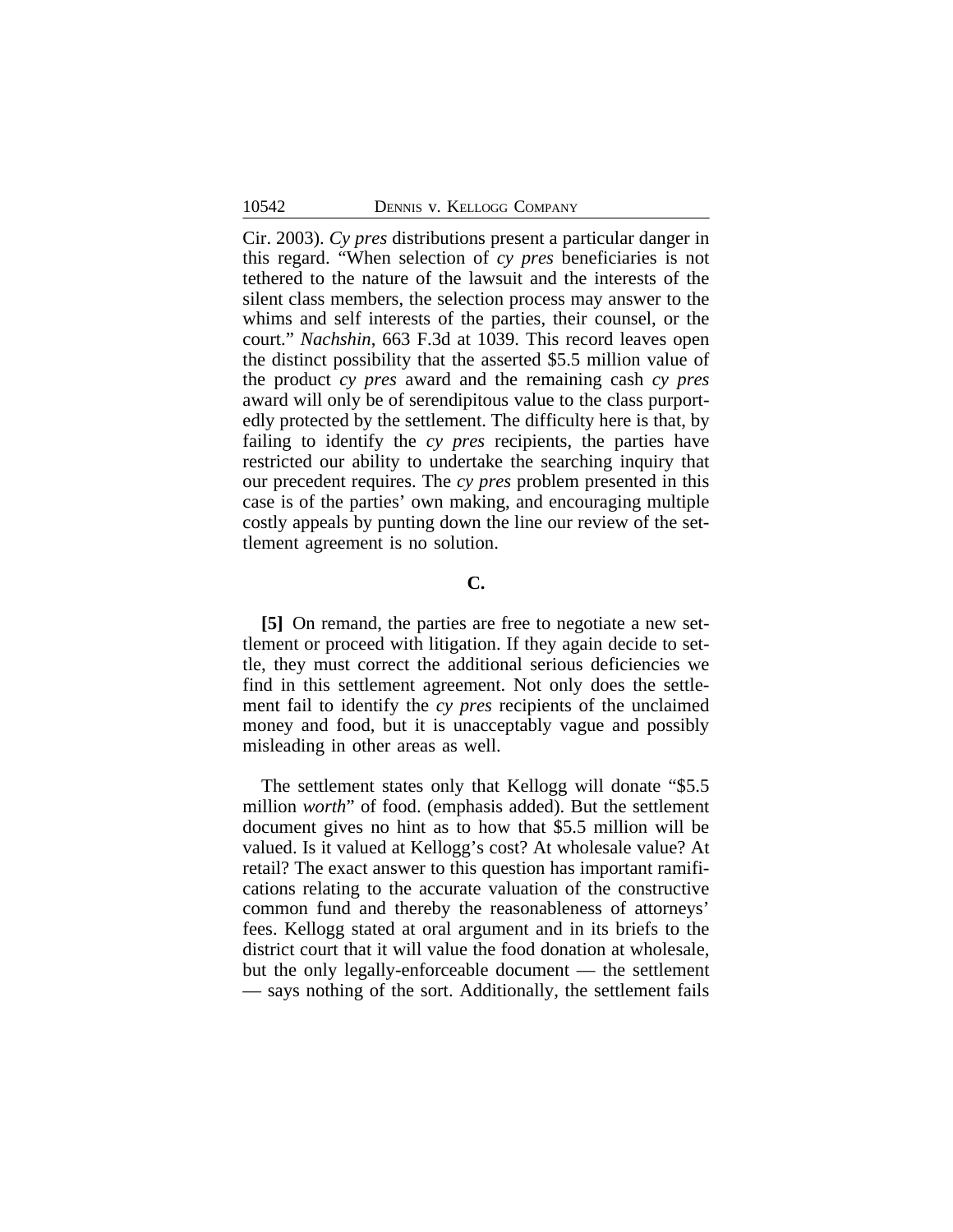Cir. 2003). *Cy pres* distributions present a particular danger in this regard. "When selection of *cy pres* beneficiaries is not tethered to the nature of the lawsuit and the interests of the silent class members, the selection process may answer to the whims and self interests of the parties, their counsel, or the court." *Nachshin*, 663 F.3d at 1039. This record leaves open the distinct possibility that the asserted $5.5 million value of the product *cy pres* award and the remaining cash *cy pres* award will only be of serendipitous value to the class purportedly protected by the settlement. The difficulty here is that, by failing to identify the *cy pres* recipients, the parties have restricted our ability to undertake the searching inquiry that our precedent requires. The *cy pres* problem presented in this case is of the parties' own making, and encouraging multiple costly appeals by punting down the line our review of the settlement agreement is no solution.

**C.**

**[5]** On remand, the parties are free to negotiate a new settlement or proceed with litigation. If they again decide to settle, they must correct the additional serious deficiencies we find in this settlement agreement. Not only does the settlement fail to identify the *cy pres* recipients of the unclaimed money and food, but it is unacceptably vague and possibly misleading in other areas as well.

The settlement states only that Kellogg will donate "$5.5 million *worth*" of food. (emphasis added). But the settlement document gives no hint as to how that $5.5 million will be valued. Is it valued at Kellogg's cost? At wholesale value? At retail? The exact answer to this question has important ramifications relating to the accurate valuation of the constructive common fund and thereby the reasonableness of attorneys' fees. Kellogg stated at oral argument and in its briefs to the district court that it will value the food donation at wholesale, but the only legally-enforceable document — the settlement — says nothing of the sort. Additionally, the settlement fails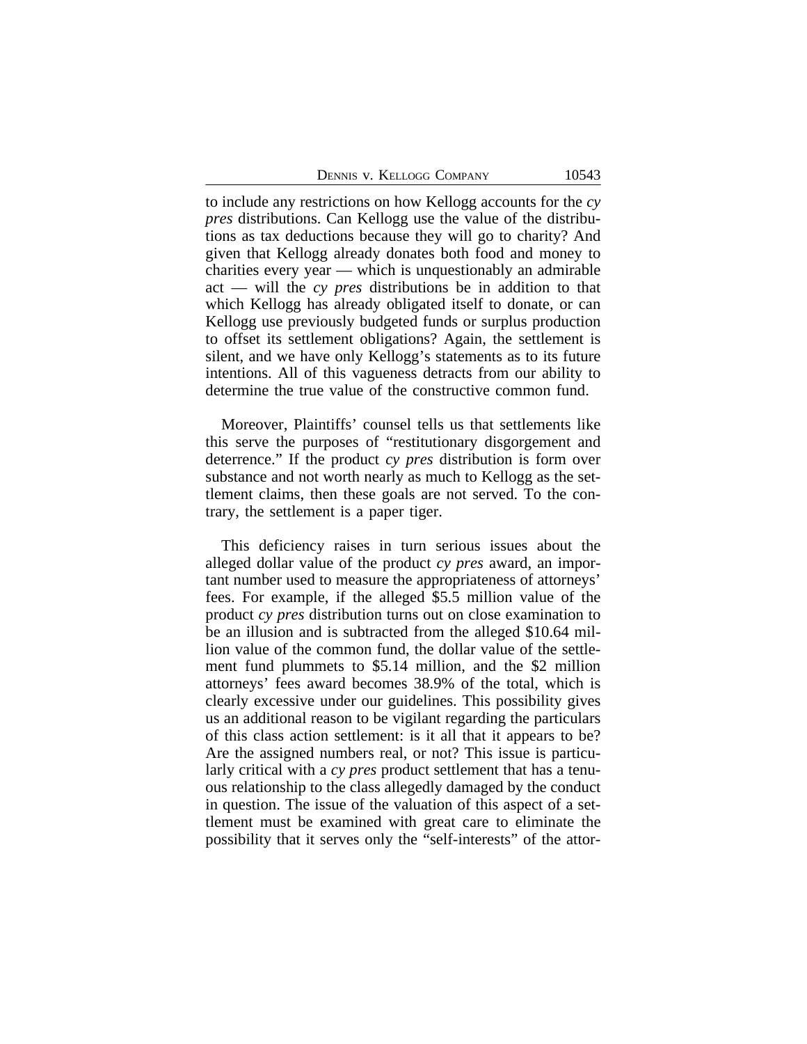to include any restrictions on how Kellogg accounts for the *cy pres* distributions. Can Kellogg use the value of the distributions as tax deductions because they will go to charity? And given that Kellogg already donates both food and money to charities every year — which is unquestionably an admirable act — will the *cy pres* distributions be in addition to that which Kellogg has already obligated itself to donate, or can Kellogg use previously budgeted funds or surplus production to offset its settlement obligations? Again, the settlement is silent, and we have only Kellogg's statements as to its future intentions. All of this vagueness detracts from our ability to determine the true value of the constructive common fund.

Moreover, Plaintiffs' counsel tells us that settlements like this serve the purposes of "restitutionary disgorgement and deterrence." If the product *cy pres* distribution is form over substance and not worth nearly as much to Kellogg as the settlement claims, then these goals are not served. To the contrary, the settlement is a paper tiger.

This deficiency raises in turn serious issues about the alleged dollar value of the product *cy pres* award, an important number used to measure the appropriateness of attorneys' fees. For example, if the alleged $5.5 million value of the product *cy pres* distribution turns out on close examination to be an illusion and is subtracted from the alleged $10.64 million value of the common fund, the dollar value of the settlement fund plummets to $5.14 million, and the $2 million attorneys' fees award becomes 38.9% of the total, which is clearly excessive under our guidelines. This possibility gives us an additional reason to be vigilant regarding the particulars of this class action settlement: is it all that it appears to be? Are the assigned numbers real, or not? This issue is particularly critical with a *cy pres* product settlement that has a tenuous relationship to the class allegedly damaged by the conduct in question. The issue of the valuation of this aspect of a settlement must be examined with great care to eliminate the possibility that it serves only the "self-interests" of the attor-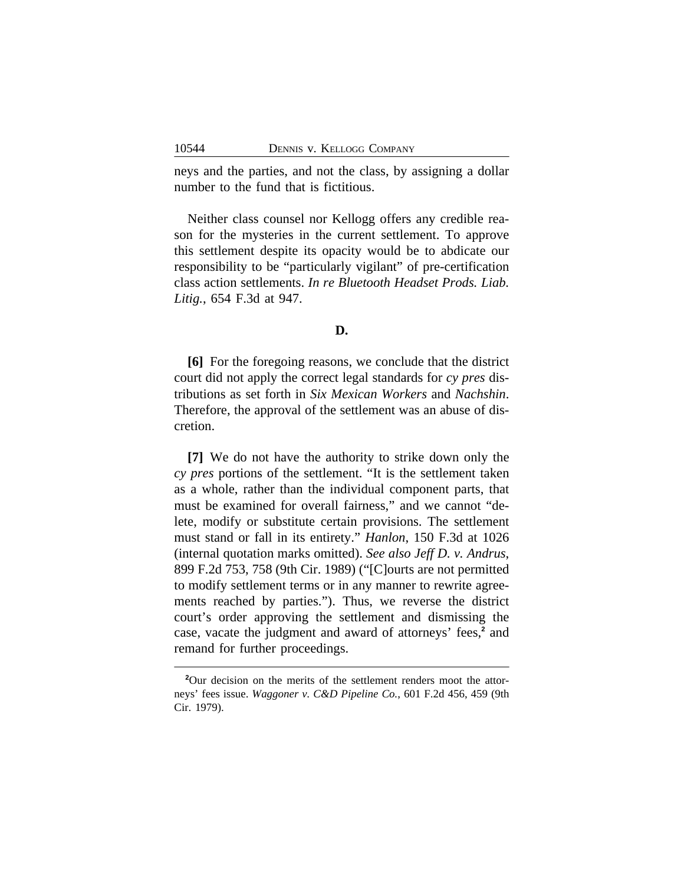neys and the parties, and not the class, by assigning a dollar number to the fund that is fictitious.

Neither class counsel nor Kellogg offers any credible reason for the mysteries in the current settlement. To approve this settlement despite its opacity would be to abdicate our responsibility to be "particularly vigilant" of pre-certification class action settlements. *In re Bluetooth Headset Prods. Liab. Litig.*, 654 F.3d at 947.

### D.

**[6]** For the foregoing reasons, we conclude that the district court did not apply the correct legal standards for *cy pres* distributions as set forth in *Six Mexican Workers* and *Nachshin*. Therefore, the approval of the settlement was an abuse of discretion.

**[7]** We do not have the authority to strike down only the *cy pres* portions of the settlement. "It is the settlement taken as a whole, rather than the individual component parts, that must be examined for overall fairness," and we cannot "delete, modify or substitute certain provisions. The settlement must stand or fall in its entirety." *Hanlon*, 150 F.3d at 1026 (internal quotation marks omitted). *See also Jeff D. v. Andrus*, 899 F.2d 753, 758 (9th Cir. 1989) ("[C]ourts are not permitted to modify settlement terms or in any manner to rewrite agreements reached by parties."). Thus, we reverse the district court's order approving the settlement and dismissing the case, vacate the judgment and award of attorneys' fees,[2] and remand for further proceedings.

[2]Our decision on the merits of the settlement renders moot the attorneys' fees issue. *Waggoner v. C&D Pipeline Co.*, 601 F.2d 456, 459 (9th Cir. 1979).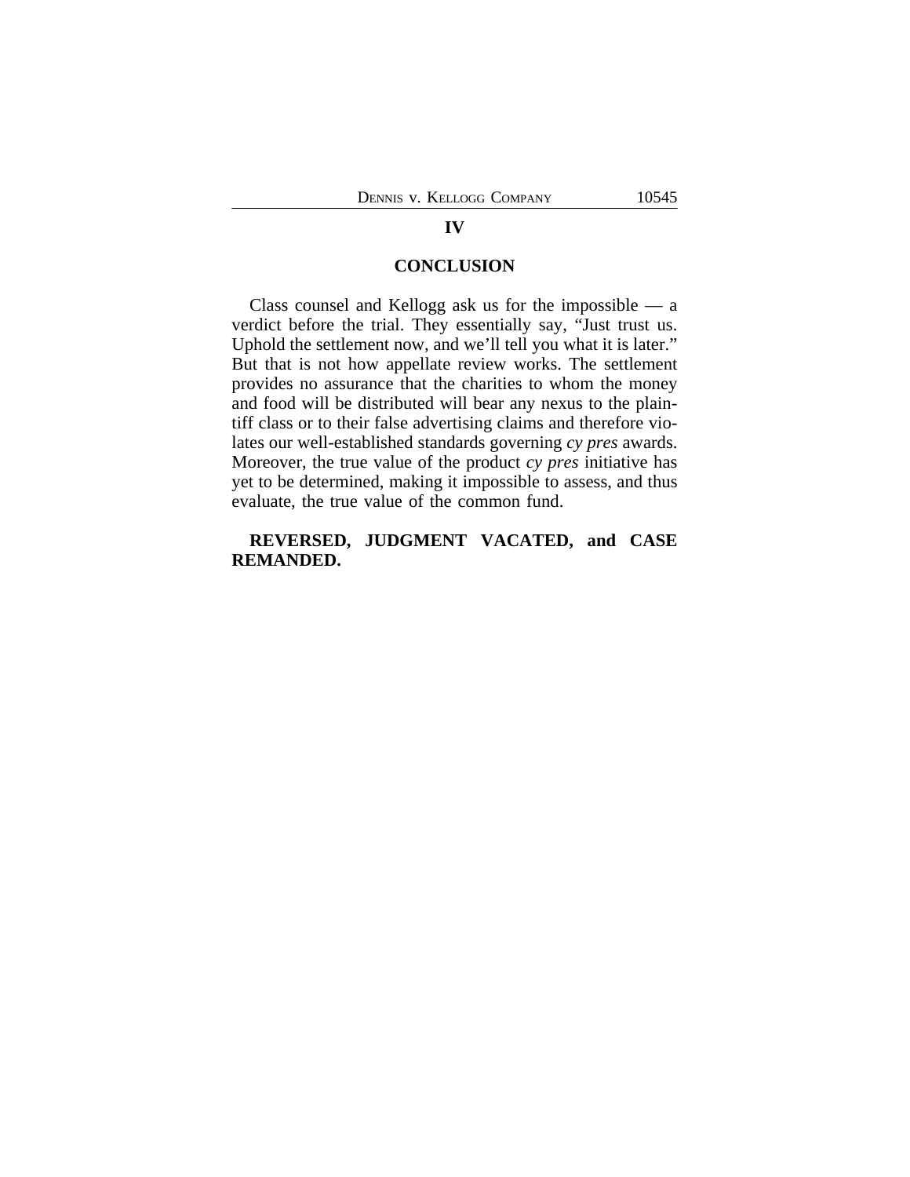## IV

## CONCLUSION

Class counsel and Kellogg ask us for the impossible — a verdict before the trial. They essentially say, "Just trust us. Uphold the settlement now, and we'll tell you what it is later." But that is not how appellate review works. The settlement provides no assurance that the charities to whom the money and food will be distributed will bear any nexus to the plaintiff class or to their false advertising claims and therefore violates our well-established standards governing *cy pres* awards. Moreover, the true value of the product *cy pres* initiative has yet to be determined, making it impossible to assess, and thus evaluate, the true value of the common fund.

**REVERSED, JUDGMENT VACATED, and CASE REMANDED.**